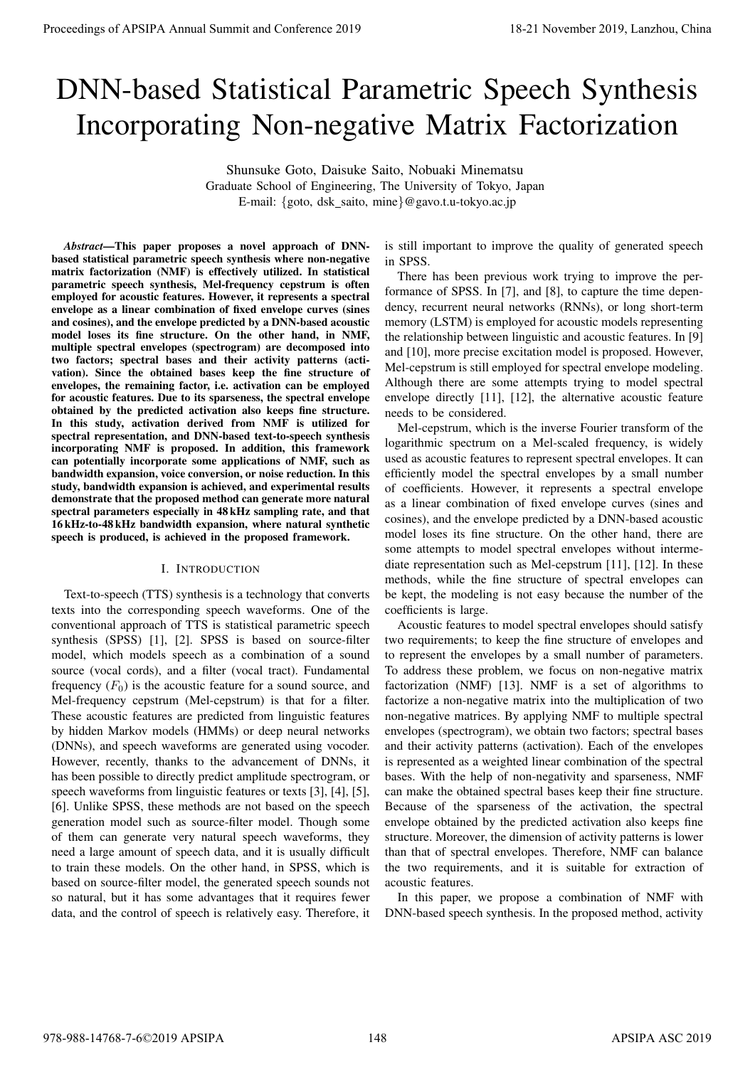# DNN-based Statistical Parametric Speech Synthesis Incorporating Non-negative Matrix Factorization

Shunsuke Goto, Daisuke Saito, Nobuaki Minematsu
Graduate School of Engineering, The University of Tokyo, Japan
E-mail: {goto, dsk_saito, mine}@gavo.t.u-tokyo.ac.jp

***Abstract*—This paper proposes a novel approach of DNN-based statistical parametric speech synthesis where non-negative matrix factorization (NMF) is effectively utilized. In statistical parametric speech synthesis, Mel-frequency cepstrum is often employed for acoustic features. However, it represents a spectral envelope as a linear combination of fixed envelope curves (sines and cosines), and the envelope predicted by a DNN-based acoustic model loses its fine structure. On the other hand, in NMF, multiple spectral envelopes (spectrogram) are decomposed into two factors; spectral bases and their activity patterns (activation). Since the obtained bases keep the fine structure of envelopes, the remaining factor, i.e. activation can be employed for acoustic features. Due to its sparseness, the spectral envelope obtained by the predicted activation also keeps fine structure. In this study, activation derived from NMF is utilized for spectral representation, and DNN-based text-to-speech synthesis incorporating NMF is proposed. In addition, this framework can potentially incorporate some applications of NMF, such as bandwidth expansion, voice conversion, or noise reduction. In this study, bandwidth expansion is achieved, and experimental results demonstrate that the proposed method can generate more natural spectral parameters especially in 48 kHz sampling rate, and that 16 kHz-to-48 kHz bandwidth expansion, where natural synthetic speech is produced, is achieved in the proposed framework.**

## I. Introduction

Text-to-speech (TTS) synthesis is a technology that converts texts into the corresponding speech waveforms. One of the conventional approach of TTS is statistical parametric speech synthesis (SPSS) [1], [2]. SPSS is based on source-filter model, which models speech as a combination of a sound source (vocal cords), and a filter (vocal tract). Fundamental frequency ($F_0$) is the acoustic feature for a sound source, and Mel-frequency cepstrum (Mel-cepstrum) is that for a filter. These acoustic features are predicted from linguistic features by hidden Markov models (HMMs) or deep neural networks (DNNs), and speech waveforms are generated using vocoder. However, recently, thanks to the advancement of DNNs, it has been possible to directly predict amplitude spectrogram, or speech waveforms from linguistic features or texts [3], [4], [5], [6]. Unlike SPSS, these methods are not based on the speech generation model such as source-filter model. Though some of them can generate very natural speech waveforms, they need a large amount of speech data, and it is usually difficult to train these models. On the other hand, in SPSS, which is based on source-filter model, the generated speech sounds not so natural, but it has some advantages that it requires fewer data, and the control of speech is relatively easy. Therefore, it is still important to improve the quality of generated speech in SPSS.

There has been previous work trying to improve the performance of SPSS. In [7], and [8], to capture the time dependency, recurrent neural networks (RNNs), or long short-term memory (LSTM) is employed for acoustic models representing the relationship between linguistic and acoustic features. In [9] and [10], more precise excitation model is proposed. However, Mel-cepstrum is still employed for spectral envelope modeling. Although there are some attempts trying to model spectral envelope directly [11], [12], the alternative acoustic feature needs to be considered.

Mel-cepstrum, which is the inverse Fourier transform of the logarithmic spectrum on a Mel-scaled frequency, is widely used as acoustic features to represent spectral envelopes. It can efficiently model the spectral envelopes by a small number of coefficients. However, it represents a spectral envelope as a linear combination of fixed envelope curves (sines and cosines), and the envelope predicted by a DNN-based acoustic model loses its fine structure. On the other hand, there are some attempts to model spectral envelopes without intermediate representation such as Mel-cepstrum [11], [12]. In these methods, while the fine structure of spectral envelopes can be kept, the modeling is not easy because the number of the coefficients is large.

Acoustic features to model spectral envelopes should satisfy two requirements; to keep the fine structure of envelopes and to represent the envelopes by a small number of parameters. To address these problem, we focus on non-negative matrix factorization (NMF) [13]. NMF is a set of algorithms to factorize a non-negative matrix into the multiplication of two non-negative matrices. By applying NMF to multiple spectral envelopes (spectrogram), we obtain two factors; spectral bases and their activity patterns (activation). Each of the envelopes is represented as a weighted linear combination of the spectral bases. With the help of non-negativity and sparseness, NMF can make the obtained spectral bases keep their fine structure. Because of the sparseness of the activation, the spectral envelope obtained by the predicted activation also keeps fine structure. Moreover, the dimension of activity patterns is lower than that of spectral envelopes. Therefore, NMF can balance the two requirements, and it is suitable for extraction of acoustic features.

In this paper, we propose a combination of NMF with DNN-based speech synthesis. In the proposed method, activity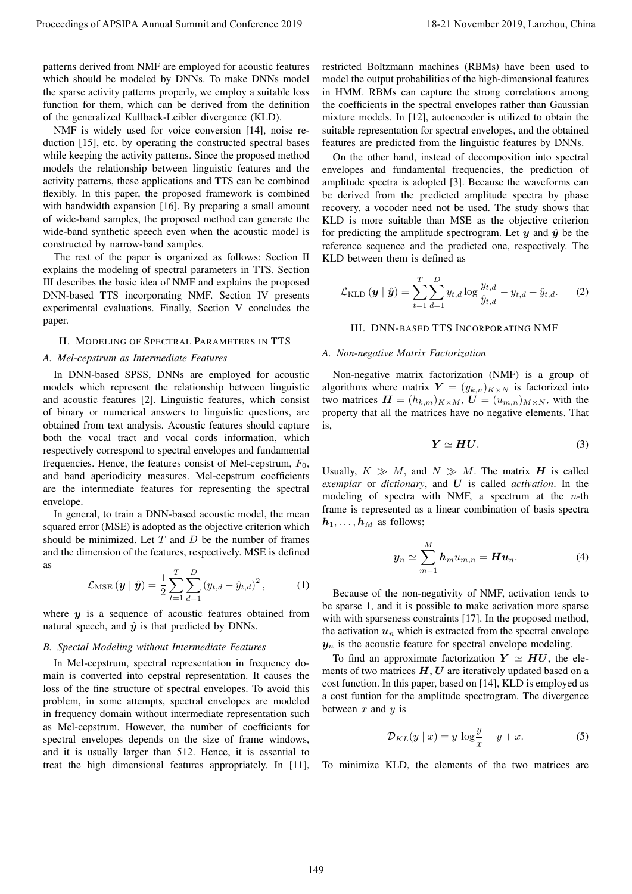patterns derived from NMF are employed for acoustic features which should be modeled by DNNs. To make DNNs model the sparse activity patterns properly, we employ a suitable loss function for them, which can be derived from the definition of the generalized Kullback-Leibler divergence (KLD).

NMF is widely used for voice conversion [14], noise reduction [15], etc. by operating the constructed spectral bases while keeping the activity patterns. Since the proposed method models the relationship between linguistic features and the activity patterns, these applications and TTS can be combined flexibly. In this paper, the proposed framework is combined with bandwidth expansion [16]. By preparing a small amount of wide-band samples, the proposed method can generate the wide-band synthetic speech even when the acoustic model is constructed by narrow-band samples.

The rest of the paper is organized as follows: Section II explains the modeling of spectral parameters in TTS. Section III describes the basic idea of NMF and explains the proposed DNN-based TTS incorporating NMF. Section IV presents experimental evaluations. Finally, Section V concludes the paper.

## II. Modeling of Spectral Parameters in TTS

### A. Mel-cepstrum as Intermediate Features

In DNN-based SPSS, DNNs are employed for acoustic models which represent the relationship between linguistic and acoustic features [2]. Linguistic features, which consist of binary or numerical answers to linguistic questions, are obtained from text analysis. Acoustic features should capture both the vocal tract and vocal cords information, which respectively correspond to spectral envelopes and fundamental frequencies. Hence, the features consist of Mel-cepstrum, $F_0$, and band aperiodicity measures. Mel-cepstrum coefficients are the intermediate features for representing the spectral envelope.

In general, to train a DNN-based acoustic model, the mean squared error (MSE) is adopted as the objective criterion which should be minimized. Let $T$ and $D$ be the number of frames and the dimension of the features, respectively. MSE is defined as

$$\mathcal{L}_{\text{MSE}}\left(\boldsymbol{y} \mid \hat{\boldsymbol{y}}\right) = \frac{1}{2}\sum_{t=1}^{T}\sum_{d=1}^{D}\left(y_{t,d} - \hat{y}_{t,d}\right)^2, \quad (1)$$

where $\boldsymbol{y}$ is a sequence of acoustic features obtained from natural speech, and $\hat{\boldsymbol{y}}$ is that predicted by DNNs.

### B. Spectal Modeling without Intermediate Features

In Mel-cepstrum, spectral representation in frequency domain is converted into cepstral representation. It causes the loss of the fine structure of spectral envelopes. To avoid this problem, in some attempts, spectral envelopes are modeled in frequency domain without intermediate representation such as Mel-cepstrum. However, the number of coefficients for spectral envelopes depends on the size of frame windows, and it is usually larger than 512. Hence, it is essential to treat the high dimensional features appropriately. In [11], restricted Boltzmann machines (RBMs) have been used to model the output probabilities of the high-dimensional features in HMM. RBMs can capture the strong correlations among the coefficients in the spectral envelopes rather than Gaussian mixture models. In [12], autoencoder is utilized to obtain the suitable representation for spectral envelopes, and the obtained features are predicted from the linguistic features by DNNs.

On the other hand, instead of decomposition into spectral envelopes and fundamental frequencies, the prediction of amplitude spectra is adopted [3]. Because the waveforms can be derived from the predicted amplitude spectra by phase recovery, a vocoder need not be used. The study shows that KLD is more suitable than MSE as the objective criterion for predicting the amplitude spectrogram. Let $\boldsymbol{y}$ and $\hat{\boldsymbol{y}}$ be the reference sequence and the predicted one, respectively. The KLD between them is defined as

$$\mathcal{L}_{\text{KLD}}\left(\boldsymbol{y} \mid \hat{\boldsymbol{y}}\right) = \sum_{t=1}^{T}\sum_{d=1}^{D} y_{t,d}\log\frac{y_{t,d}}{\hat{y}_{t,d}} - y_{t,d} + \hat{y}_{t,d}. \quad (2)$$

## III. DNN-based TTS Incorporating NMF

### A. Non-negative Matrix Factorization

Non-negative matrix factorization (NMF) is a group of algorithms where matrix $\boldsymbol{Y} = (y_{k,n})_{K\times N}$ is factorized into two matrices $\boldsymbol{H} = (h_{k,m})_{K\times M}$, $\boldsymbol{U} = (u_{m,n})_{M\times N}$, with the property that all the matrices have no negative elements. That is,

$$\boldsymbol{Y} \simeq \boldsymbol{H}\boldsymbol{U}. \quad (3)$$

Usually, $K \gg M$, and $N \gg M$. The matrix $\boldsymbol{H}$ is called *exemplar* or *dictionary*, and $\boldsymbol{U}$ is called *activation*. In the modeling of spectra with NMF, a spectrum at the $n$-th frame is represented as a linear combination of basis spectra $\boldsymbol{h}_1, \ldots, \boldsymbol{h}_M$ as follows;

$$\boldsymbol{y}_n \simeq \sum_{m=1}^{M} \boldsymbol{h}_m u_{m,n} = \boldsymbol{H}\boldsymbol{u}_n. \quad (4)$$

Because of the non-negativity of NMF, activation tends to be sparse 1, and it is possible to make activation more sparse with with sparseness constraints [17]. In the proposed method, the activation $\boldsymbol{u}_n$ which is extracted from the spectral envelope $\boldsymbol{y}_n$ is the acoustic feature for spectral envelope modeling.

To find an approximate factorization $\boldsymbol{Y} \simeq \boldsymbol{H}\boldsymbol{U}$, the elements of two matrices $\boldsymbol{H}, \boldsymbol{U}$ are iteratively updated based on a cost function. In this paper, based on [14], KLD is employed as a cost funtion for the amplitude spectrogram. The divergence between $x$ and $y$ is

$$\mathcal{D}_{KL}(y \mid x) = y\,\log\frac{y}{x} - y + x. \quad (5)$$

To minimize KLD, the elements of the two matrices are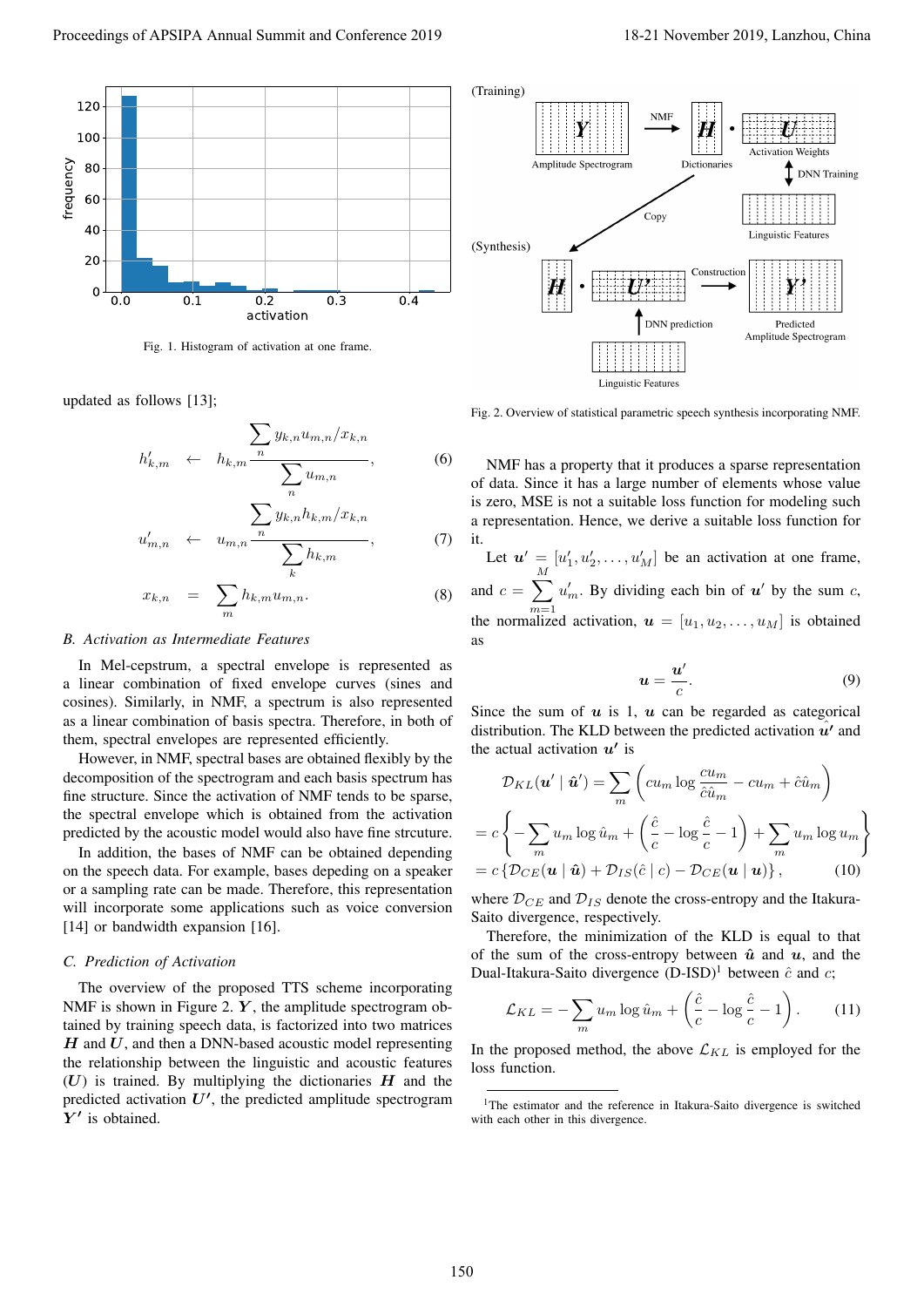Fig. 1. Histogram of activation at one frame.

updated as follows [13];

$$h'_{k,m} \leftarrow h_{k,m} \frac{\sum_n y_{k,n} u_{m,n} / x_{k,n}}{\sum_n u_{m,n}}, \tag{6}$$

$$u'_{m,n} \leftarrow u_{m,n} \frac{\sum_n y_{k,n} h_{k,m} / x_{k,n}}{\sum_k h_{k,m}}, \tag{7}$$

$$x_{k,n} = \sum_m h_{k,m} u_{m,n}. \tag{8}$$

### B. Activation as Intermediate Features

In Mel-cepstrum, a spectral envelope is represented as a linear combination of fixed envelope curves (sines and cosines). Similarly, in NMF, a spectrum is also represented as a linear combination of basis spectra. Therefore, in both of them, spectral envelopes are represented efficiently.

However, in NMF, spectral bases are obtained flexibly by the decomposition of the spectrogram and each basis spectrum has fine structure. Since the activation of NMF tends to be sparse, the spectral envelope which is obtained from the activation predicted by the acoustic model would also have fine strcuture.

In addition, the bases of NMF can be obtained depending on the speech data. For example, bases depeding on a speaker or a sampling rate can be made. Therefore, this representation will incorporate some applications such as voice conversion [14] or bandwidth expansion [16].

### C. Prediction of Activation

The overview of the proposed TTS scheme incorporating NMF is shown in Figure 2. $\boldsymbol{Y}$, the amplitude spectrogram obtained by training speech data, is factorized into two matrices $\boldsymbol{H}$ and $\boldsymbol{U}$, and then a DNN-based acoustic model representing the relationship between the linguistic and acoustic features ($\boldsymbol{U}$) is trained. By multiplying the dictionaries $\boldsymbol{H}$ and the predicted activation $\boldsymbol{U'}$, the predicted amplitude spectrogram $\boldsymbol{Y'}$ is obtained.

Fig. 2. Overview of statistical parametric speech synthesis incorporating NMF.

NMF has a property that it produces a sparse representation of data. Since it has a large number of elements whose value is zero, MSE is not a suitable loss function for modeling such a representation. Hence, we derive a suitable loss function for it.

Let $\boldsymbol{u'} = [u'_1, u'_2, \ldots, u'_M]$ be an activation at one frame, and $c = \sum_{m=1}^{M} u'_m$. By dividing each bin of $\boldsymbol{u'}$ by the sum $c$, the normalized activation, $\boldsymbol{u} = [u_1, u_2, \ldots, u_M]$ is obtained as

$$\boldsymbol{u} = \frac{\boldsymbol{u'}}{c}. \tag{9}$$

Since the sum of $\boldsymbol{u}$ is 1, $\boldsymbol{u}$ can be regarded as categorical distribution. The KLD between the predicted activation $\hat{\boldsymbol{u}}'$ and the actual activation $\boldsymbol{u'}$ is

$$\begin{aligned}
\mathcal{D}_{KL}(\boldsymbol{u'} \mid \hat{\boldsymbol{u}}') &= \sum_m \left( c u_m \log \frac{c u_m}{\hat{c} \hat{u}_m} - c u_m + \hat{c} \hat{u}_m \right) \\
&= c \left\{ - \sum_m u_m \log \hat{u}_m + \left( \frac{\hat{c}}{c} - \log \frac{\hat{c}}{c} - 1 \right) + \sum_m u_m \log u_m \right\} \\
&= c \left\{ \mathcal{D}_{CE}(\boldsymbol{u} \mid \hat{\boldsymbol{u}}) + \mathcal{D}_{IS}(\hat{c} \mid c) - \mathcal{D}_{CE}(\boldsymbol{u} \mid \boldsymbol{u}) \right\},
\end{aligned} \tag{10}$$

where $\mathcal{D}_{CE}$ and $\mathcal{D}_{IS}$ denote the cross-entropy and the Itakura-Saito divergence, respectively.

Therefore, the minimization of the KLD is equal to that of the sum of the cross-entropy between $\hat{\boldsymbol{u}}$ and $\boldsymbol{u}$, and the Dual-Itakura-Saito divergence (D-ISD)[1] between $\hat{c}$ and $c$;

$$\mathcal{L}_{KL} = - \sum_m u_m \log \hat{u}_m + \left( \frac{\hat{c}}{c} - \log \frac{\hat{c}}{c} - 1 \right). \tag{11}$$

In the proposed method, the above $\mathcal{L}_{KL}$ is employed for the loss function.

[1]The estimator and the reference in Itakura-Saito divergence is switched with each other in this divergence.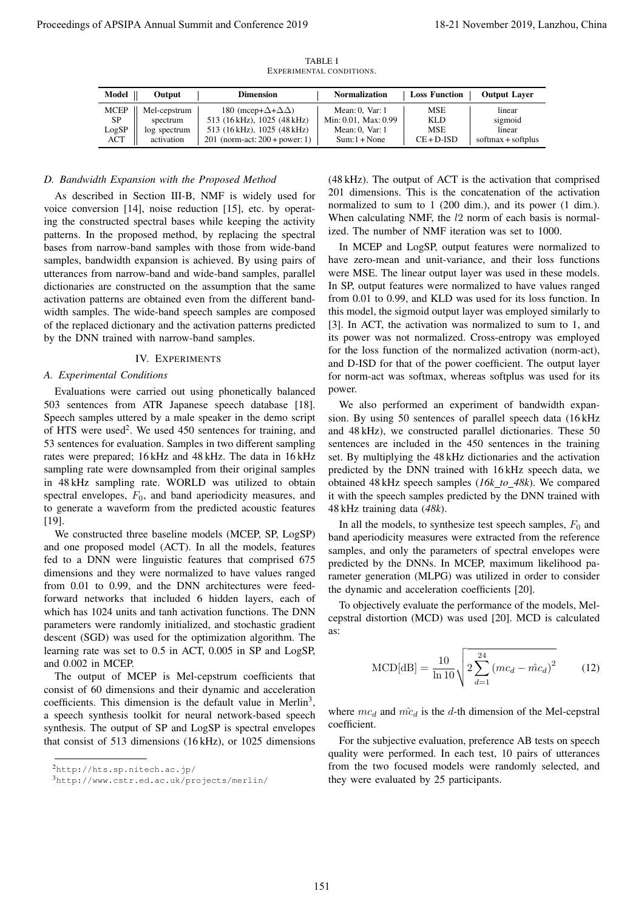TABLE I
EXPERIMENTAL CONDITIONS.

| Model | Output | Dimension | Normalization | Loss Function | Output Layer |
|---|---|---|---|---|---|
| MCEP | Mel-cepstrum | 180 (mcep+$\Delta$+$\Delta\Delta$) | Mean: 0, Var: 1 | MSE | linear |
| SP | spectrum | 513 (16 kHz), 1025 (48 kHz) | Min: 0.01, Max: 0.99 | KLD | sigmoid |
| LogSP | log spectrum | 513 (16 kHz), 1025 (48 kHz) | Mean: 0, Var: 1 | MSE | linear |
| ACT | activation | 201 (norm-act: 200 + power: 1) | Sum:1 + None | CE + D-ISD | softmax + softplus |

### D. Bandwidth Expansion with the Proposed Method

As described in Section III-B, NMF is widely used for voice conversion [14], noise reduction [15], etc. by operating the constructed spectral bases while keeping the activity patterns. In the proposed method, by replacing the spectral bases from narrow-band samples with those from wide-band samples, bandwidth expansion is achieved. By using pairs of utterances from narrow-band and wide-band samples, parallel dictionaries are constructed on the assumption that the same activation patterns are obtained even from the different bandwidth samples. The wide-band speech samples are composed of the replaced dictionary and the activation patterns predicted by the DNN trained with narrow-band samples.

## IV. Experiments

### A. Experimental Conditions

Evaluations were carried out using phonetically balanced 503 sentences from ATR Japanese speech database [18]. Speech samples uttered by a male speaker in the demo script of HTS were used[2]. We used 450 sentences for training, and 53 sentences for evaluation. Samples in two different sampling rates were prepared; 16 kHz and 48 kHz. The data in 16 kHz sampling rate were downsampled from their original samples in 48 kHz sampling rate. WORLD was utilized to obtain spectral envelopes, $F_0$, and band aperiodicity measures, and to generate a waveform from the predicted acoustic features [19].

We constructed three baseline models (MCEP, SP, LogSP) and one proposed model (ACT). In all the models, features fed to a DNN were linguistic features that comprised 675 dimensions and they were normalized to have values ranged from 0.01 to 0.99, and the DNN architectures were feed-forward networks that included 6 hidden layers, each of which has 1024 units and tanh activation functions. The DNN parameters were randomly initialized, and stochastic gradient descent (SGD) was used for the optimization algorithm. The learning rate was set to 0.5 in ACT, 0.005 in SP and LogSP, and 0.002 in MCEP.

The output of MCEP is Mel-cepstrum coefficients that consist of 60 dimensions and their dynamic and acceleration coefficients. This dimension is the default value in Merlin[3], a speech synthesis toolkit for neural network-based speech synthesis. The output of SP and LogSP is spectral envelopes that consist of 513 dimensions (16 kHz), or 1025 dimensions (48 kHz). The output of ACT is the activation that comprised 201 dimensions. This is the concatenation of the activation normalized to sum to 1 (200 dim.), and its power (1 dim.). When calculating NMF, the $l2$ norm of each basis is normalized. The number of NMF iteration was set to 1000.

In MCEP and LogSP, output features were normalized to have zero-mean and unit-variance, and their loss functions were MSE. The linear output layer was used in these models. In SP, output features were normalized to have values ranged from 0.01 to 0.99, and KLD was used for its loss function. In this model, the sigmoid output layer was employed similarly to [3]. In ACT, the activation was normalized to sum to 1, and its power was not normalized. Cross-entropy was employed for the loss function of the normalized activation (norm-act), and D-ISD for that of the power coefficient. The output layer for norm-act was softmax, whereas softplus was used for its power.

We also performed an experiment of bandwidth expansion. By using 50 sentences of parallel speech data (16 kHz and 48 kHz), we constructed parallel dictionaries. These 50 sentences are included in the 450 sentences in the training set. By multiplying the 48 kHz dictionaries and the activation predicted by the DNN trained with 16 kHz speech data, we obtained 48 kHz speech samples (*16k_to_48k*). We compared it with the speech samples predicted by the DNN trained with 48 kHz training data (*48k*).

In all the models, to synthesize test speech samples, $F_0$ and band aperiodicity measures were extracted from the reference samples, and only the parameters of spectral envelopes were predicted by the DNNs. In MCEP, maximum likelihood parameter generation (MLPG) was utilized in order to consider the dynamic and acceleration coefficients [20].

To objectively evaluate the performance of the models, Mel-cepstral distortion (MCD) was used [20]. MCD is calculated as:

$$\mathrm{MCD[dB]} = \frac{10}{\ln 10}\sqrt{2\sum_{d=1}^{24}\left(mc_d - \hat{mc}_d\right)^2} \tag{12}$$

where $mc_d$ and $\hat{mc}_d$ is the $d$-th dimension of the Mel-cepstral coefficient.

For the subjective evaluation, preference AB tests on speech quality were performed. In each test, 10 pairs of utterances from the two focused models were randomly selected, and they were evaluated by 25 participants.

[2] http://hts.sp.nitech.ac.jp/

[3] http://www.cstr.ed.ac.uk/projects/merlin/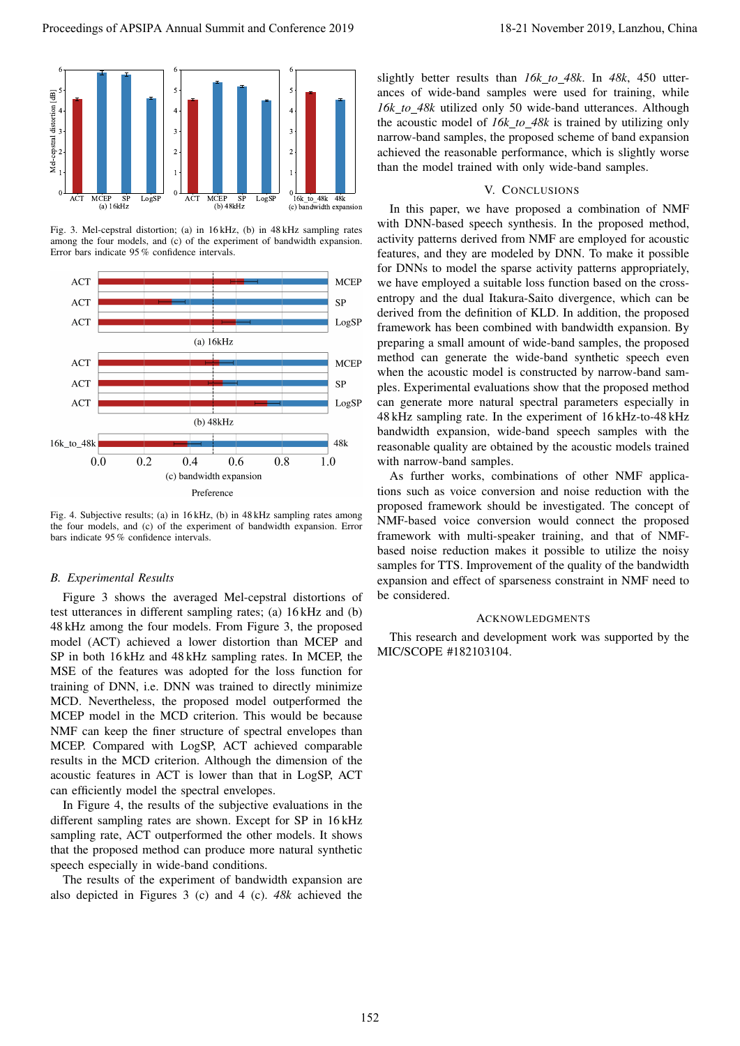Fig. 3. Mel-cepstral distortion; (a) in 16 kHz, (b) in 48 kHz sampling rates among the four models, and (c) of the experiment of bandwidth expansion. Error bars indicate 95 % confidence intervals.

Fig. 4. Subjective results; (a) in 16 kHz, (b) in 48 kHz sampling rates among the four models, and (c) of the experiment of bandwidth expansion. Error bars indicate 95 % confidence intervals.

### *B. Experimental Results*

Figure 3 shows the averaged Mel-cepstral distortions of test utterances in different sampling rates; (a) 16 kHz and (b) 48 kHz among the four models. From Figure 3, the proposed model (ACT) achieved a lower distortion than MCEP and SP in both 16 kHz and 48 kHz sampling rates. In MCEP, the MSE of the features was adopted for the loss function for training of DNN, i.e. DNN was trained to directly minimize MCD. Nevertheless, the proposed model outperformed the MCEP model in the MCD criterion. This would be because NMF can keep the finer structure of spectral envelopes than MCEP. Compared with LogSP, ACT achieved comparable results in the MCD criterion. Although the dimension of the acoustic features in ACT is lower than that in LogSP, ACT can efficiently model the spectral envelopes.

In Figure 4, the results of the subjective evaluations in the different sampling rates are shown. Except for SP in 16 kHz sampling rate, ACT outperformed the other models. It shows that the proposed method can produce more natural synthetic speech especially in wide-band conditions.

The results of the experiment of bandwidth expansion are also depicted in Figures 3 (c) and 4 (c). *48k* achieved the slightly better results than *16k_to_48k*. In *48k*, 450 utterances of wide-band samples were used for training, while *16k_to_48k* utilized only 50 wide-band utterances. Although the acoustic model of *16k_to_48k* is trained by utilizing only narrow-band samples, the proposed scheme of band expansion achieved the reasonable performance, which is slightly worse than the model trained with only wide-band samples.

## V. Conclusions

In this paper, we have proposed a combination of NMF with DNN-based speech synthesis. In the proposed method, activity patterns derived from NMF are employed for acoustic features, and they are modeled by DNN. To make it possible for DNNs to model the sparse activity patterns appropriately, we have employed a suitable loss function based on the cross-entropy and the dual Itakura-Saito divergence, which can be derived from the definition of KLD. In addition, the proposed framework has been combined with bandwidth expansion. By preparing a small amount of wide-band samples, the proposed method can generate the wide-band synthetic speech even when the acoustic model is constructed by narrow-band samples. Experimental evaluations show that the proposed method can generate more natural spectral parameters especially in 48 kHz sampling rate. In the experiment of 16 kHz-to-48 kHz bandwidth expansion, wide-band speech samples with the reasonable quality are obtained by the acoustic models trained with narrow-band samples.

As further works, combinations of other NMF applications such as voice conversion and noise reduction with the proposed framework should be investigated. The concept of NMF-based voice conversion would connect the proposed framework with multi-speaker training, and that of NMF-based noise reduction makes it possible to utilize the noisy samples for TTS. Improvement of the quality of the bandwidth expansion and effect of sparseness constraint in NMF need to be considered.

## Acknowledgments

This research and development work was supported by the MIC/SCOPE #182103104.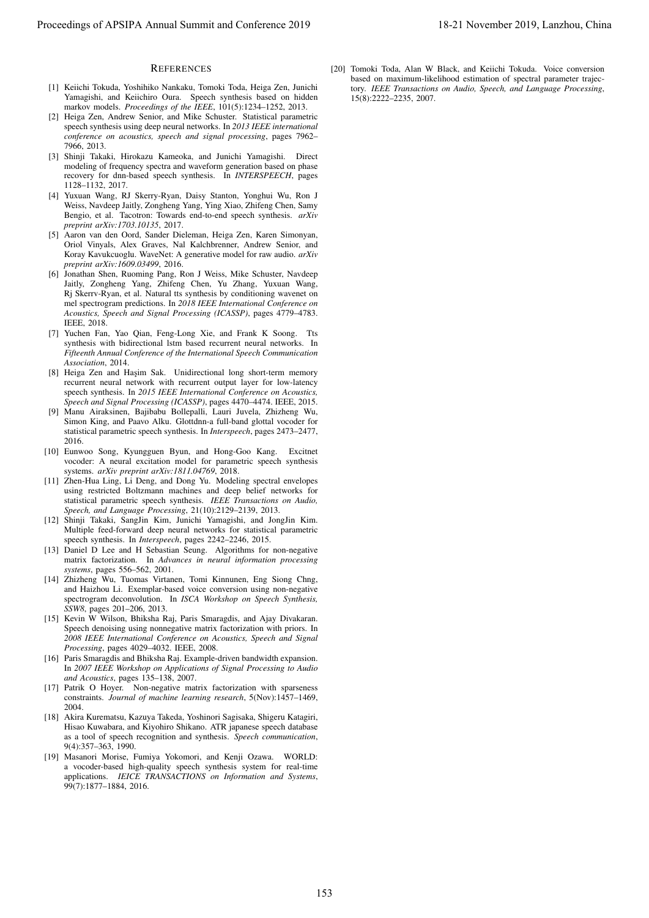## REFERENCES

[1] Keiichi Tokuda, Yoshihiko Nankaku, Tomoki Toda, Heiga Zen, Junichi Yamagishi, and Keiichiro Oura. Speech synthesis based on hidden markov models. *Proceedings of the IEEE*, 101(5):1234–1252, 2013.

[2] Heiga Zen, Andrew Senior, and Mike Schuster. Statistical parametric speech synthesis using deep neural networks. In *2013 IEEE international conference on acoustics, speech and signal processing*, pages 7962–7966, 2013.

[3] Shinji Takaki, Hirokazu Kameoka, and Junichi Yamagishi. Direct modeling of frequency spectra and waveform generation based on phase recovery for dnn-based speech synthesis. In *INTERSPEECH*, pages 1128–1132, 2017.

[4] Yuxuan Wang, RJ Skerry-Ryan, Daisy Stanton, Yonghui Wu, Ron J Weiss, Navdeep Jaitly, Zongheng Yang, Ying Xiao, Zhifeng Chen, Samy Bengio, et al. Tacotron: Towards end-to-end speech synthesis. *arXiv preprint arXiv:1703.10135*, 2017.

[5] Aaron van den Oord, Sander Dieleman, Heiga Zen, Karen Simonyan, Oriol Vinyals, Alex Graves, Nal Kalchbrenner, Andrew Senior, and Koray Kavukcuoglu. WaveNet: A generative model for raw audio. *arXiv preprint arXiv:1609.03499*, 2016.

[6] Jonathan Shen, Ruoming Pang, Ron J Weiss, Mike Schuster, Navdeep Jaitly, Zongheng Yang, Zhifeng Chen, Yu Zhang, Yuxuan Wang, Rj Skerrv-Ryan, et al. Natural tts synthesis by conditioning wavenet on mel spectrogram predictions. In *2018 IEEE International Conference on Acoustics, Speech and Signal Processing (ICASSP)*, pages 4779–4783. IEEE, 2018.

[7] Yuchen Fan, Yao Qian, Feng-Long Xie, and Frank K Soong. Tts synthesis with bidirectional lstm based recurrent neural networks. In *Fifteenth Annual Conference of the International Speech Communication Association*, 2014.

[8] Heiga Zen and Haşim Sak. Unidirectional long short-term memory recurrent neural network with recurrent output layer for low-latency speech synthesis. In *2015 IEEE International Conference on Acoustics, Speech and Signal Processing (ICASSP)*, pages 4470–4474. IEEE, 2015.

[9] Manu Airaksinen, Bajibabu Bollepalli, Lauri Juvela, Zhizheng Wu, Simon King, and Paavo Alku. Glottdnn-a full-band glottal vocoder for statistical parametric speech synthesis. In *Interspeech*, pages 2473–2477, 2016.

[10] Eunwoo Song, Kyungguen Byun, and Hong-Goo Kang. Excitnet vocoder: A neural excitation model for parametric speech synthesis systems. *arXiv preprint arXiv:1811.04769*, 2018.

[11] Zhen-Hua Ling, Li Deng, and Dong Yu. Modeling spectral envelopes using restricted Boltzmann machines and deep belief networks for statistical parametric speech synthesis. *IEEE Transactions on Audio, Speech, and Language Processing*, 21(10):2129–2139, 2013.

[12] Shinji Takaki, SangJin Kim, Junichi Yamagishi, and JongJin Kim. Multiple feed-forward deep neural networks for statistical parametric speech synthesis. In *Interspeech*, pages 2242–2246, 2015.

[13] Daniel D Lee and H Sebastian Seung. Algorithms for non-negative matrix factorization. In *Advances in neural information processing systems*, pages 556–562, 2001.

[14] Zhizheng Wu, Tuomas Virtanen, Tomi Kinnunen, Eng Siong Chng, and Haizhou Li. Exemplar-based voice conversion using non-negative spectrogram deconvolution. In *ISCA Workshop on Speech Synthesis, SSW8*, pages 201–206, 2013.

[15] Kevin W Wilson, Bhiksha Raj, Paris Smaragdis, and Ajay Divakaran. Speech denoising using nonnegative matrix factorization with priors. In *2008 IEEE International Conference on Acoustics, Speech and Signal Processing*, pages 4029–4032. IEEE, 2008.

[16] Paris Smaragdis and Bhiksha Raj. Example-driven bandwidth expansion. In *2007 IEEE Workshop on Applications of Signal Processing to Audio and Acoustics*, pages 135–138, 2007.

[17] Patrik O Hoyer. Non-negative matrix factorization with sparseness constraints. *Journal of machine learning research*, 5(Nov):1457–1469, 2004.

[18] Akira Kurematsu, Kazuya Takeda, Yoshinori Sagisaka, Shigeru Katagiri, Hisao Kuwabara, and Kiyohiro Shikano. ATR japanese speech database as a tool of speech recognition and synthesis. *Speech communication*, 9(4):357–363, 1990.

[19] Masanori Morise, Fumiya Yokomori, and Kenji Ozawa. WORLD: a vocoder-based high-quality speech synthesis system for real-time applications. *IEICE TRANSACTIONS on Information and Systems*, 99(7):1877–1884, 2016.

[20] Tomoki Toda, Alan W Black, and Keiichi Tokuda. Voice conversion based on maximum-likelihood estimation of spectral parameter trajectory. *IEEE Transactions on Audio, Speech, and Language Processing*, 15(8):2222–2235, 2007.